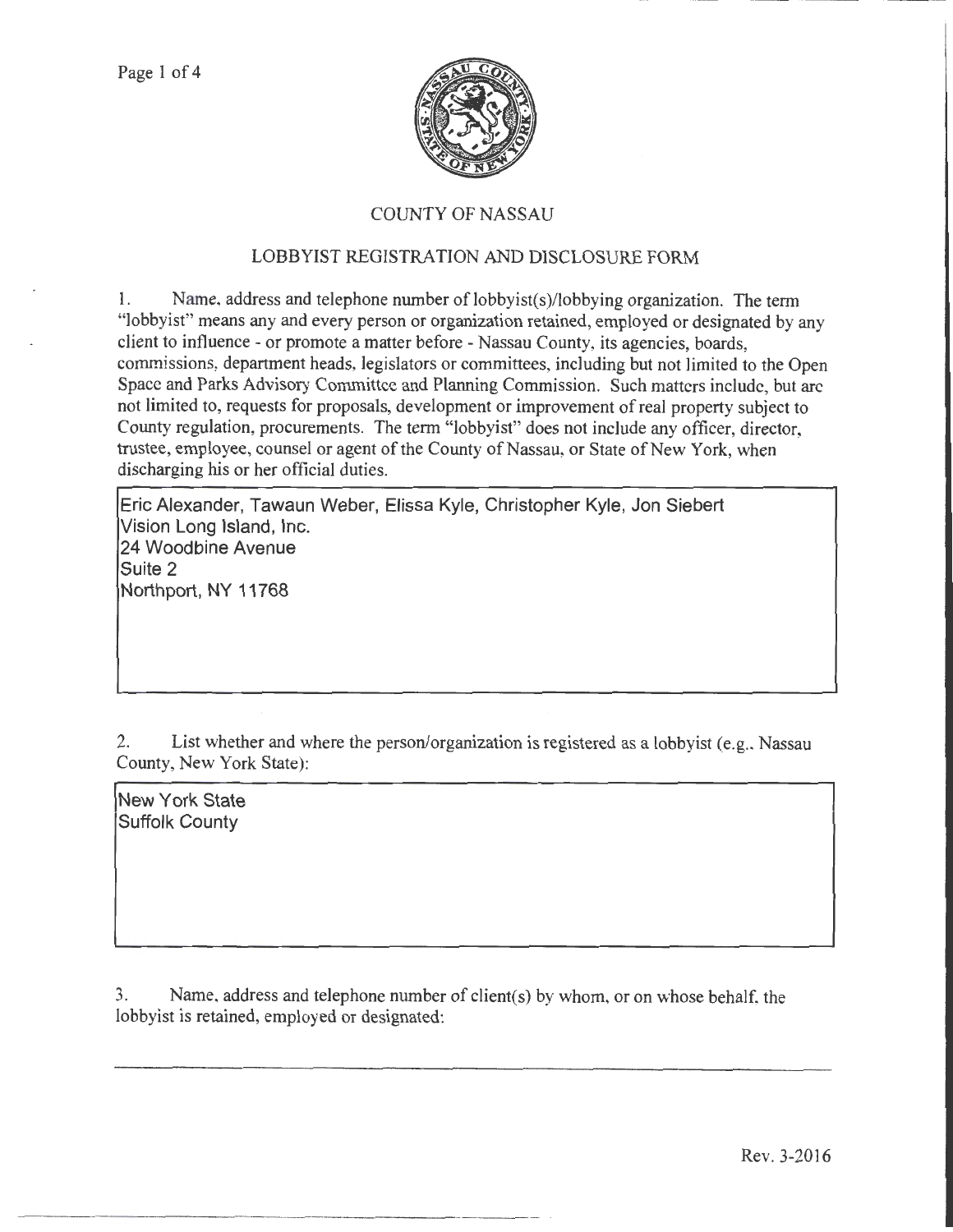# COUNTY OF NASSAU

## LOBBYIST REGISTRATION AND DISCLOSURE FORM

1. Name, address and telephone number of lobbyist(s)/lobbying organization. The term "lobbyist" means any and every person or organization retained, employed or designated by any client to influence - or promote a matter before - Nassau County, its agencies, boards, commissions, department heads, legislators or committees, including but not limited to the Open Space and Parks Advisory Committee and Planning Commission. Such matters include, but are not limited to, requests for proposals, development or improvement of real property subject to County regulation, procurements. The term "lobbyist" does not include any officer, director, trustee, employee, counsel or agent of the County of Nassau, or State of New York, when discharging his or her official duties.

Eric Alexander, Tawaun Weber, Elissa Kyle, Christopher Kyle, Jon Siebert
Vision Long Island, Inc.
24 Woodbine Avenue
Suite 2
Northport, NY 11768

2. List whether and where the person/organization is registered as a lobbyist (e.g., Nassau County, New York State):

New York State
Suffolk County

3. Name, address and telephone number of client(s) by whom, or on whose behalf, the lobbyist is retained, employed or designated:

Rev. 3-2016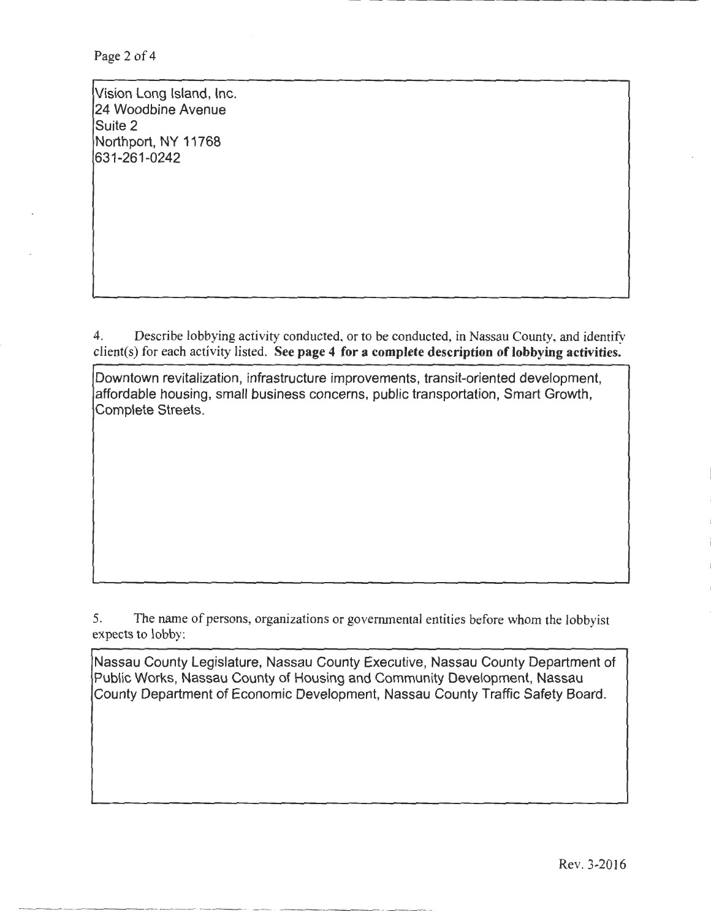Vision Long Island, Inc.
24 Woodbine Avenue
Suite 2
Northport, NY 11768
631-261-0242

4. Describe lobbying activity conducted, or to be conducted, in Nassau County, and identify client(s) for each activity listed. **See page 4 for a complete description of lobbying activities.**

Downtown revitalization, infrastructure improvements, transit-oriented development, affordable housing, small business concerns, public transportation, Smart Growth, Complete Streets.

5. The name of persons, organizations or governmental entities before whom the lobbyist expects to lobby:

Nassau County Legislature, Nassau County Executive, Nassau County Department of Public Works, Nassau County of Housing and Community Development, Nassau County Department of Economic Development, Nassau County Traffic Safety Board.

Rev. 3-2016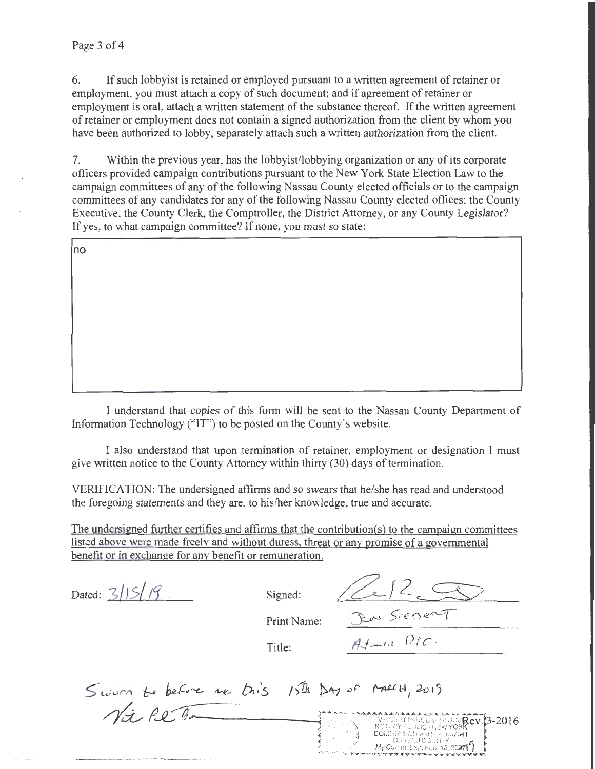6. If such lobbyist is retained or employed pursuant to a written agreement of retainer or employment, you must attach a copy of such document; and if agreement of retainer or employment is oral, attach a written statement of the substance thereof. If the written agreement of retainer or employment does not contain a signed authorization from the client by whom you have been authorized to lobby, separately attach such a written authorization from the client.

7. Within the previous year, has the lobbyist/lobbying organization or any of its corporate officers provided campaign contributions pursuant to the New York State Election Law to the campaign committees of any of the following Nassau County elected officials or to the campaign committees of any candidates for any of the following Nassau County elected offices: the County Executive, the County Clerk, the Comptroller, the District Attorney, or any County Legislator? If yes, to what campaign committee? If none, you must so state:

no

I understand that copies of this form will be sent to the Nassau County Department of Information Technology ("IT") to be posted on the County's website.

I also understand that upon termination of retainer, employment or designation I must give written notice to the County Attorney within thirty (30) days of termination.

VERIFICATION: The undersigned affirms and so swears that he/she has read and understood the foregoing statements and they are, to his/her knowledge, true and accurate.

The undersigned further certifies and affirms that the contribution(s) to the campaign committees listed above were made freely and without duress, threat or any promise of a governmental benefit or in exchange for any benefit or remuneration.

Dated: 3/15/19

Signed: [signature]

Print Name: Jon Siebert

Title: Admin Dir.

Sworn to before me this 15th Day of March, 2019

[signature]

VINCENT PAUL ... NOTARY PUBLIC - NEW YORK COMMISSION # 01...6067341 NASSAU COUNTY My Comm. Exp. Feb. 13, 2021

Rev. 3-2016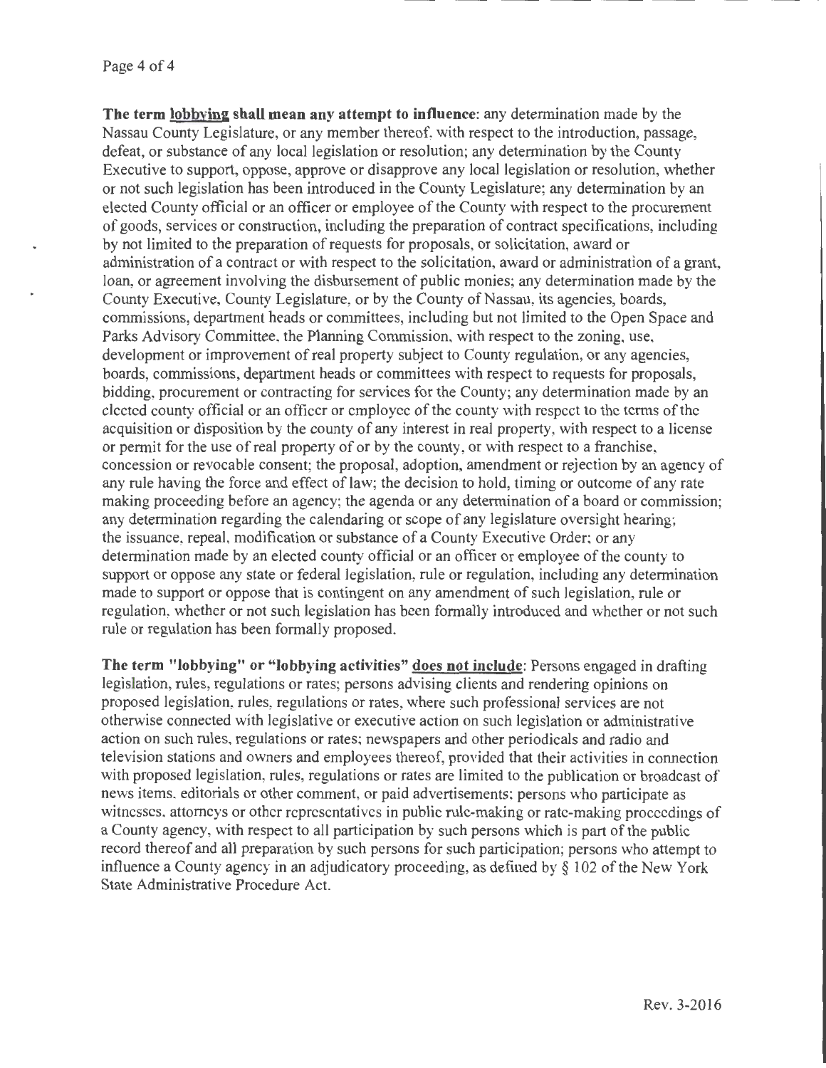**The term lobbying shall mean any attempt to influence**: any determination made by the Nassau County Legislature, or any member thereof, with respect to the introduction, passage, defeat, or substance of any local legislation or resolution; any determination by the County Executive to support, oppose, approve or disapprove any local legislation or resolution, whether or not such legislation has been introduced in the County Legislature; any determination by an elected County official or an officer or employee of the County with respect to the procurement of goods, services or construction, including the preparation of contract specifications, including by not limited to the preparation of requests for proposals, or solicitation, award or administration of a contract or with respect to the solicitation, award or administration of a grant, loan, or agreement involving the disbursement of public monies; any determination made by the County Executive, County Legislature, or by the County of Nassau, its agencies, boards, commissions, department heads or committees, including but not limited to the Open Space and Parks Advisory Committee, the Planning Commission, with respect to the zoning, use, development or improvement of real property subject to County regulation, or any agencies, boards, commissions, department heads or committees with respect to requests for proposals, bidding, procurement or contracting for services for the County; any determination made by an elected county official or an officer or employee of the county with respect to the terms of the acquisition or disposition by the county of any interest in real property, with respect to a license or permit for the use of real property of or by the county, or with respect to a franchise, concession or revocable consent; the proposal, adoption, amendment or rejection by an agency of any rule having the force and effect of law; the decision to hold, timing or outcome of any rate making proceeding before an agency; the agenda or any determination of a board or commission; any determination regarding the calendaring or scope of any legislature oversight hearing; the issuance, repeal, modification or substance of a County Executive Order; or any determination made by an elected county official or an officer or employee of the county to support or oppose any state or federal legislation, rule or regulation, including any determination made to support or oppose that is contingent on any amendment of such legislation, rule or regulation, whether or not such legislation has been formally introduced and whether or not such rule or regulation has been formally proposed.

**The term "lobbying" or "lobbying activities" does not include**: Persons engaged in drafting legislation, rules, regulations or rates; persons advising clients and rendering opinions on proposed legislation, rules, regulations or rates, where such professional services are not otherwise connected with legislative or executive action on such legislation or administrative action on such rules, regulations or rates; newspapers and other periodicals and radio and television stations and owners and employees thereof, provided that their activities in connection with proposed legislation, rules, regulations or rates are limited to the publication or broadcast of news items, editorials or other comment, or paid advertisements; persons who participate as witnesses, attorneys or other representatives in public rule-making or rate-making proceedings of a County agency, with respect to all participation by such persons which is part of the public record thereof and all preparation by such persons for such participation; persons who attempt to influence a County agency in an adjudicatory proceeding, as defined by § 102 of the New York State Administrative Procedure Act.

Rev. 3-2016